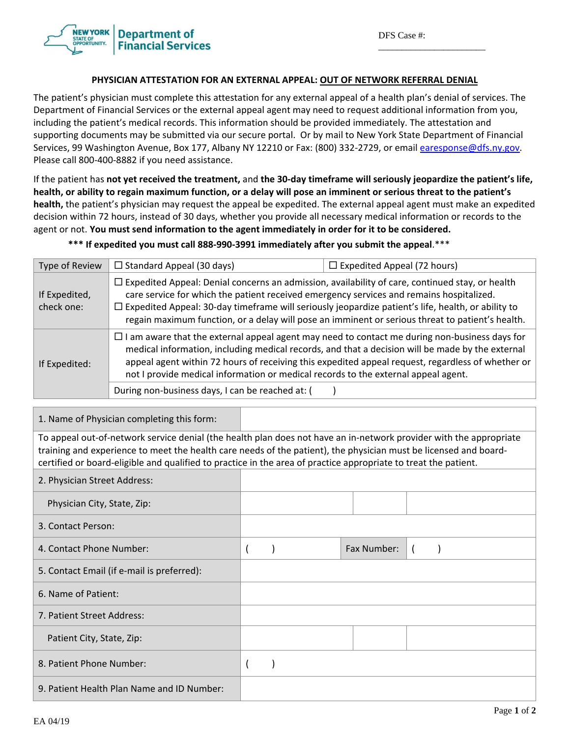New York State of Opportunity | Department of Financial Services

DFS Case #: ______________________

## PHYSICIAN ATTESTATION FOR AN EXTERNAL APPEAL: OUT OF NETWORK REFERRAL DENIAL

The patient's physician must complete this attestation for any external appeal of a health plan's denial of services. The Department of Financial Services or the external appeal agent may need to request additional information from you, including the patient's medical records. This information should be provided immediately. The attestation and supporting documents may be submitted via our secure portal. Or by mail to New York State Department of Financial Services, 99 Washington Avenue, Box 177, Albany NY 12210 or Fax: (800) 332-2729, or email earesponse@dfs.ny.gov. Please call 800-400-8882 if you need assistance.

If the patient has **not yet received the treatment,** and **the 30-day timeframe will seriously jeopardize the patient's life, health, or ability to regain maximum function, or a delay will pose an imminent or serious threat to the patient's health,** the patient's physician may request the appeal be expedited. The external appeal agent must make an expedited decision within 72 hours, instead of 30 days, whether you provide all necessary medical information or records to the agent or not. **You must send information to the agent immediately in order for it to be considered.**

**\*\*\* If expedited you must call 888-990-3991 immediately after you submit the appeal**.\*\*\*

| Type of Review | ☐ Standard Appeal (30 days) | ☐ Expedited Appeal (72 hours) |
|---|---|---|
| If Expedited, check one: | ☐ Expedited Appeal: Denial concerns an admission, availability of care, continued stay, or health care service for which the patient received emergency services and remains hospitalized.<br>☐ Expedited Appeal: 30-day timeframe will seriously jeopardize patient's life, health, or ability to regain maximum function, or a delay will pose an imminent or serious threat to patient's health. | |
| If Expedited: | ☐ I am aware that the external appeal agent may need to contact me during non-business days for medical information, including medical records, and that a decision will be made by the external appeal agent within 72 hours of receiving this expedited appeal request, regardless of whether or not I provide medical information or medical records to the external appeal agent. | |
| | During non-business days, I can be reached at: ( ) | |

| | | | |
|---|---|---|---|
| 1. Name of Physician completing this form: | | | |
| To appeal out-of-network service denial (the health plan does not have an in-network provider with the appropriate training and experience to meet the health care needs of the patient), the physician must be licensed and board-certified or board-eligible and qualified to practice in the area of practice appropriate to treat the patient. | | | |
| 2. Physician Street Address: | | | |
| Physician City, State, Zip: | | | |
| 3. Contact Person: | | | |
| 4. Contact Phone Number: | ( ) | Fax Number: | ( ) |
| 5. Contact Email (if e-mail is preferred): | | | |
| 6. Name of Patient: | | | |
| 7. Patient Street Address: | | | |
| Patient City, State, Zip: | | | |
| 8. Patient Phone Number: | ( ) | | |
| 9. Patient Health Plan Name and ID Number: | | | |

EA 04/19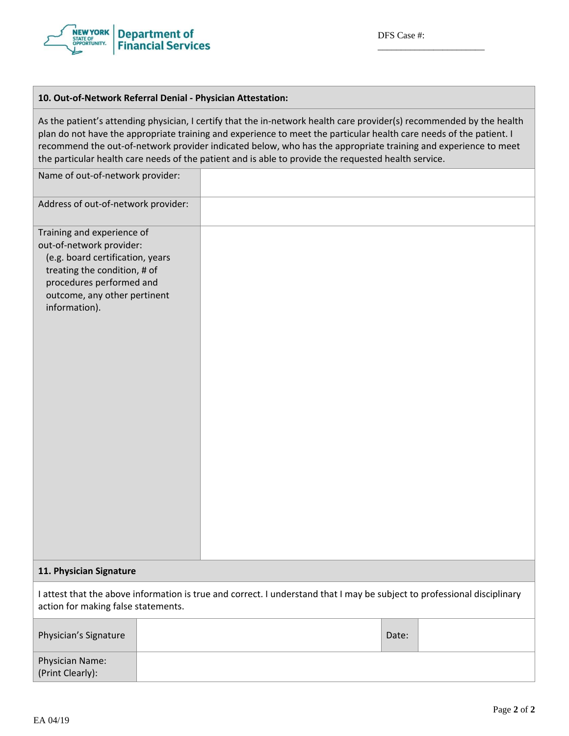DFS Case #: ______________________

## 10. Out-of-Network Referral Denial - Physician Attestation:

As the patient's attending physician, I certify that the in-network health care provider(s) recommended by the health plan do not have the appropriate training and experience to meet the particular health care needs of the patient. I recommend the out-of-network provider indicated below, who has the appropriate training and experience to meet the particular health care needs of the patient and is able to provide the requested health service.

| | |
|---|---|
| Name of out-of-network provider: | |
| Address of out-of-network provider: | |
| Training and experience of out-of-network provider: (e.g. board certification, years treating the condition, # of procedures performed and outcome, any other pertinent information). | |

## 11. Physician Signature

I attest that the above information is true and correct. I understand that I may be subject to professional disciplinary action for making false statements.

| | | | |
|---|---|---|---|
| Physician's Signature | | Date: | |
| Physician Name: (Print Clearly): | | | |

EA 04/19